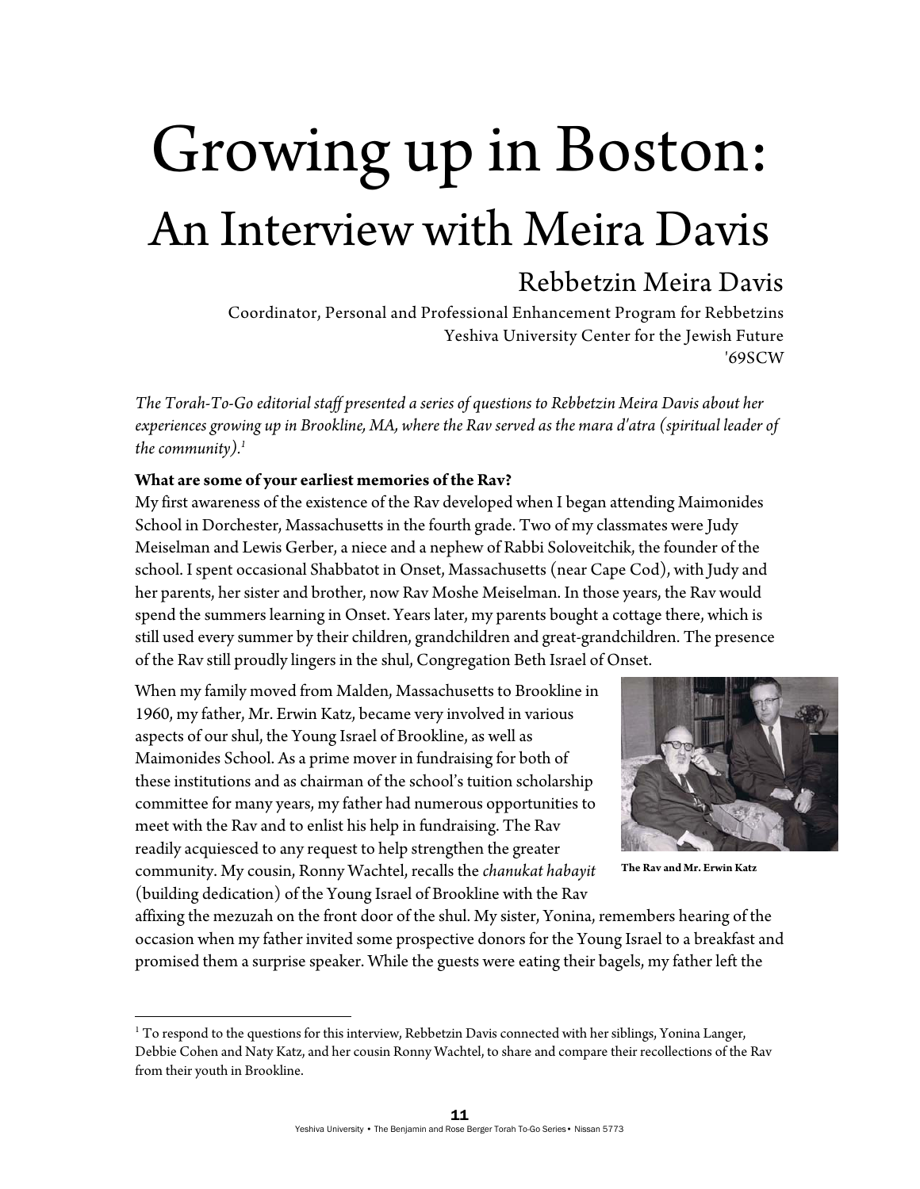# Growing up in Boston: An Interview with Meira Davis

## Rebbetzin Meira Davis

Coordinator, Personal and Professional Enhancement Program for Rebbetzins
Yeshiva University Center for the Jewish Future
'69SCW

*The Torah-To-Go editorial staff presented a series of questions to Rebbetzin Meira Davis about her experiences growing up in Brookline, MA, where the Rav served as the mara d'atra (spiritual leader of the community).*[1]

**What are some of your earliest memories of the Rav?**

My first awareness of the existence of the Rav developed when I began attending Maimonides School in Dorchester, Massachusetts in the fourth grade. Two of my classmates were Judy Meiselman and Lewis Gerber, a niece and a nephew of Rabbi Soloveitchik, the founder of the school. I spent occasional Shabbatot in Onset, Massachusetts (near Cape Cod), with Judy and her parents, her sister and brother, now Rav Moshe Meiselman. In those years, the Rav would spend the summers learning in Onset. Years later, my parents bought a cottage there, which is still used every summer by their children, grandchildren and great-grandchildren. The presence of the Rav still proudly lingers in the shul, Congregation Beth Israel of Onset.

When my family moved from Malden, Massachusetts to Brookline in 1960, my father, Mr. Erwin Katz, became very involved in various aspects of our shul, the Young Israel of Brookline, as well as Maimonides School. As a prime mover in fundraising for both of these institutions and as chairman of the school's tuition scholarship committee for many years, my father had numerous opportunities to meet with the Rav and to enlist his help in fundraising. The Rav readily acquiesced to any request to help strengthen the greater community. My cousin, Ronny Wachtel, recalls the *chanukat habayit* (building dedication) of the Young Israel of Brookline with the Rav affixing the mezuzah on the front door of the shul. My sister, Yonina, remembers hearing of the occasion when my father invited some prospective donors for the Young Israel to a breakfast and promised them a surprise speaker. While the guests were eating their bagels, my father left the

**The Rav and Mr. Erwin Katz**

---

[1] To respond to the questions for this interview, Rebbetzin Davis connected with her siblings, Yonina Langer, Debbie Cohen and Naty Katz, and her cousin Ronny Wachtel, to share and compare their recollections of the Rav from their youth in Brookline.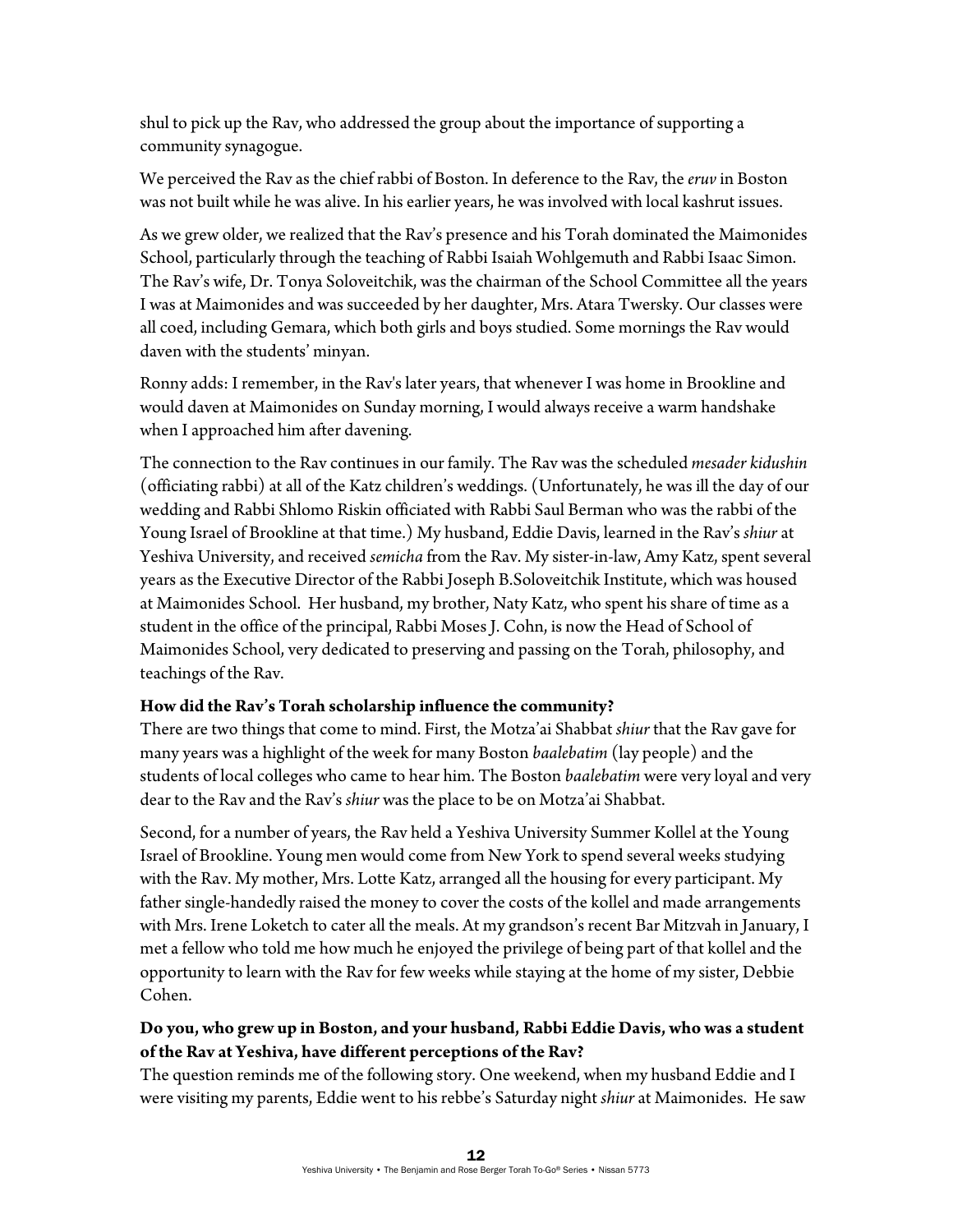shul to pick up the Rav, who addressed the group about the importance of supporting a community synagogue.

We perceived the Rav as the chief rabbi of Boston. In deference to the Rav, the *eruv* in Boston was not built while he was alive. In his earlier years, he was involved with local kashrut issues.

As we grew older, we realized that the Rav's presence and his Torah dominated the Maimonides School, particularly through the teaching of Rabbi Isaiah Wohlgemuth and Rabbi Isaac Simon. The Rav's wife, Dr. Tonya Soloveitchik, was the chairman of the School Committee all the years I was at Maimonides and was succeeded by her daughter, Mrs. Atara Twersky. Our classes were all coed, including Gemara, which both girls and boys studied. Some mornings the Rav would daven with the students' minyan.

Ronny adds: I remember, in the Rav's later years, that whenever I was home in Brookline and would daven at Maimonides on Sunday morning, I would always receive a warm handshake when I approached him after davening.

The connection to the Rav continues in our family. The Rav was the scheduled *mesader kidushin* (officiating rabbi) at all of the Katz children's weddings. (Unfortunately, he was ill the day of our wedding and Rabbi Shlomo Riskin officiated with Rabbi Saul Berman who was the rabbi of the Young Israel of Brookline at that time.) My husband, Eddie Davis, learned in the Rav's *shiur* at Yeshiva University, and received *semicha* from the Rav. My sister-in-law, Amy Katz, spent several years as the Executive Director of the Rabbi Joseph B.Soloveitchik Institute, which was housed at Maimonides School. Her husband, my brother, Naty Katz, who spent his share of time as a student in the office of the principal, Rabbi Moses J. Cohn, is now the Head of School of Maimonides School, very dedicated to preserving and passing on the Torah, philosophy, and teachings of the Rav.

**How did the Rav's Torah scholarship influence the community?**

There are two things that come to mind. First, the Motza'ai Shabbat *shiur* that the Rav gave for many years was a highlight of the week for many Boston *baalebatim* (lay people) and the students of local colleges who came to hear him. The Boston *baalebatim* were very loyal and very dear to the Rav and the Rav's *shiur* was the place to be on Motza'ai Shabbat.

Second, for a number of years, the Rav held a Yeshiva University Summer Kollel at the Young Israel of Brookline. Young men would come from New York to spend several weeks studying with the Rav. My mother, Mrs. Lotte Katz, arranged all the housing for every participant. My father single-handedly raised the money to cover the costs of the kollel and made arrangements with Mrs. Irene Loketch to cater all the meals. At my grandson's recent Bar Mitzvah in January, I met a fellow who told me how much he enjoyed the privilege of being part of that kollel and the opportunity to learn with the Rav for few weeks while staying at the home of my sister, Debbie Cohen.

**Do you, who grew up in Boston, and your husband, Rabbi Eddie Davis, who was a student of the Rav at Yeshiva, have different perceptions of the Rav?**

The question reminds me of the following story. One weekend, when my husband Eddie and I were visiting my parents, Eddie went to his rebbe's Saturday night *shiur* at Maimonides. He saw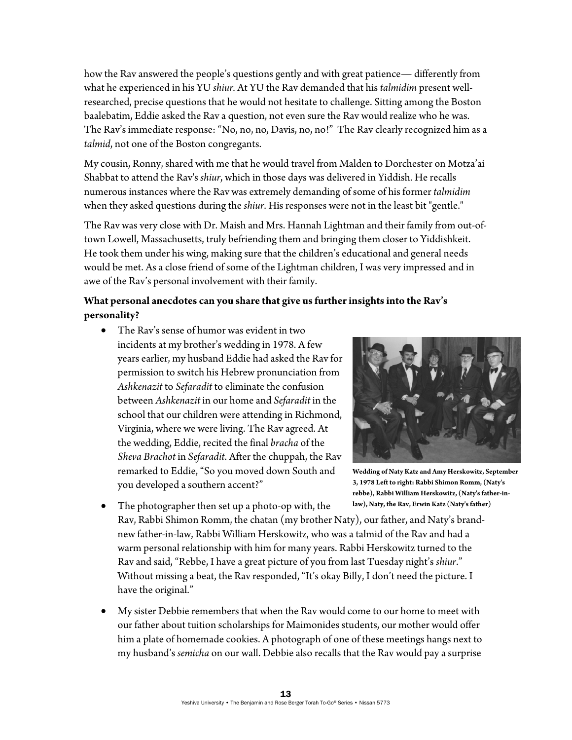how the Rav answered the people's questions gently and with great patience— differently from what he experienced in his YU *shiur*. At YU the Rav demanded that his *talmidim* present well-researched, precise questions that he would not hesitate to challenge. Sitting among the Boston baalebatim, Eddie asked the Rav a question, not even sure the Rav would realize who he was. The Rav's immediate response: "No, no, no, Davis, no, no!" The Rav clearly recognized him as a *talmid*, not one of the Boston congregants.

My cousin, Ronny, shared with me that he would travel from Malden to Dorchester on Motza'ai Shabbat to attend the Rav's *shiur*, which in those days was delivered in Yiddish. He recalls numerous instances where the Rav was extremely demanding of some of his former *talmidim* when they asked questions during the *shiur*. His responses were not in the least bit "gentle."

The Rav was very close with Dr. Maish and Mrs. Hannah Lightman and their family from out-of-town Lowell, Massachusetts, truly befriending them and bringing them closer to Yiddishkeit. He took them under his wing, making sure that the children's educational and general needs would be met. As a close friend of some of the Lightman children, I was very impressed and in awe of the Rav's personal involvement with their family.

**What personal anecdotes can you share that give us further insights into the Rav's personality?**

- The Rav's sense of humor was evident in two incidents at my brother's wedding in 1978. A few years earlier, my husband Eddie had asked the Rav for permission to switch his Hebrew pronunciation from *Ashkenazit* to *Sefaradit* to eliminate the confusion between *Ashkenazit* in our home and *Sefaradit* in the school that our children were attending in Richmond, Virginia, where we were living. The Rav agreed. At the wedding, Eddie, recited the final *bracha* of the *Sheva Brachot* in *Sefaradit*. After the chuppah, the Rav remarked to Eddie, "So you moved down South and you developed a southern accent?"

**Wedding of Naty Katz and Amy Herskowitz, September 3, 1978 Left to right: Rabbi Shimon Romm, (Naty's rebbe), Rabbi William Herskowitz, (Naty's father-in-law), Naty, the Rav, Erwin Katz (Naty's father)**

- The photographer then set up a photo-op with, the Rav, Rabbi Shimon Romm, the chatan (my brother Naty), our father, and Naty's brand-new father-in-law, Rabbi William Herskowitz, who was a talmid of the Rav and had a warm personal relationship with him for many years. Rabbi Herskowitz turned to the Rav and said, "Rebbe, I have a great picture of you from last Tuesday night's *shiur*." Without missing a beat, the Rav responded, "It's okay Billy, I don't need the picture. I have the original."

- My sister Debbie remembers that when the Rav would come to our home to meet with our father about tuition scholarships for Maimonides students, our mother would offer him a plate of homemade cookies. A photograph of one of these meetings hangs next to my husband's *semicha* on our wall. Debbie also recalls that the Rav would pay a surprise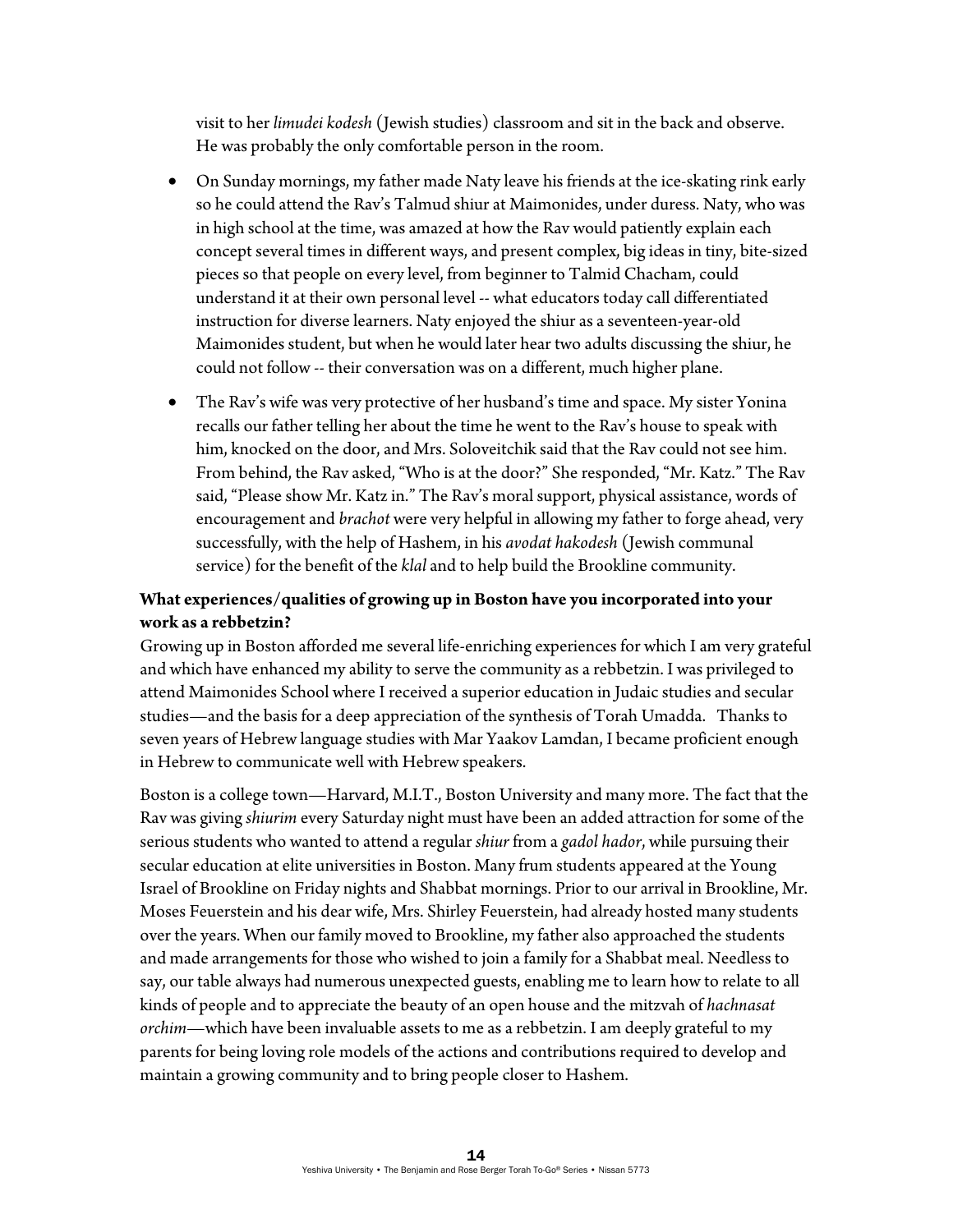visit to her *limudei kodesh* (Jewish studies) classroom and sit in the back and observe. He was probably the only comfortable person in the room.

- On Sunday mornings, my father made Naty leave his friends at the ice-skating rink early so he could attend the Rav's Talmud shiur at Maimonides, under duress. Naty, who was in high school at the time, was amazed at how the Rav would patiently explain each concept several times in different ways, and present complex, big ideas in tiny, bite-sized pieces so that people on every level, from beginner to Talmid Chacham, could understand it at their own personal level -- what educators today call differentiated instruction for diverse learners. Naty enjoyed the shiur as a seventeen-year-old Maimonides student, but when he would later hear two adults discussing the shiur, he could not follow -- their conversation was on a different, much higher plane.
- The Rav's wife was very protective of her husband's time and space. My sister Yonina recalls our father telling her about the time he went to the Rav's house to speak with him, knocked on the door, and Mrs. Soloveitchik said that the Rav could not see him. From behind, the Rav asked, "Who is at the door?" She responded, "Mr. Katz." The Rav said, "Please show Mr. Katz in." The Rav's moral support, physical assistance, words of encouragement and *brachot* were very helpful in allowing my father to forge ahead, very successfully, with the help of Hashem, in his *avodat hakodesh* (Jewish communal service) for the benefit of the *klal* and to help build the Brookline community.

**What experiences/qualities of growing up in Boston have you incorporated into your work as a rebbetzin?**

Growing up in Boston afforded me several life-enriching experiences for which I am very grateful and which have enhanced my ability to serve the community as a rebbetzin. I was privileged to attend Maimonides School where I received a superior education in Judaic studies and secular studies—and the basis for a deep appreciation of the synthesis of Torah Umadda. Thanks to seven years of Hebrew language studies with Mar Yaakov Lamdan, I became proficient enough in Hebrew to communicate well with Hebrew speakers.

Boston is a college town—Harvard, M.I.T., Boston University and many more. The fact that the Rav was giving *shiurim* every Saturday night must have been an added attraction for some of the serious students who wanted to attend a regular *shiur* from a *gadol hador*, while pursuing their secular education at elite universities in Boston. Many frum students appeared at the Young Israel of Brookline on Friday nights and Shabbat mornings. Prior to our arrival in Brookline, Mr. Moses Feuerstein and his dear wife, Mrs. Shirley Feuerstein, had already hosted many students over the years. When our family moved to Brookline, my father also approached the students and made arrangements for those who wished to join a family for a Shabbat meal. Needless to say, our table always had numerous unexpected guests, enabling me to learn how to relate to all kinds of people and to appreciate the beauty of an open house and the mitzvah of *hachnasat orchim*—which have been invaluable assets to me as a rebbetzin. I am deeply grateful to my parents for being loving role models of the actions and contributions required to develop and maintain a growing community and to bring people closer to Hashem.